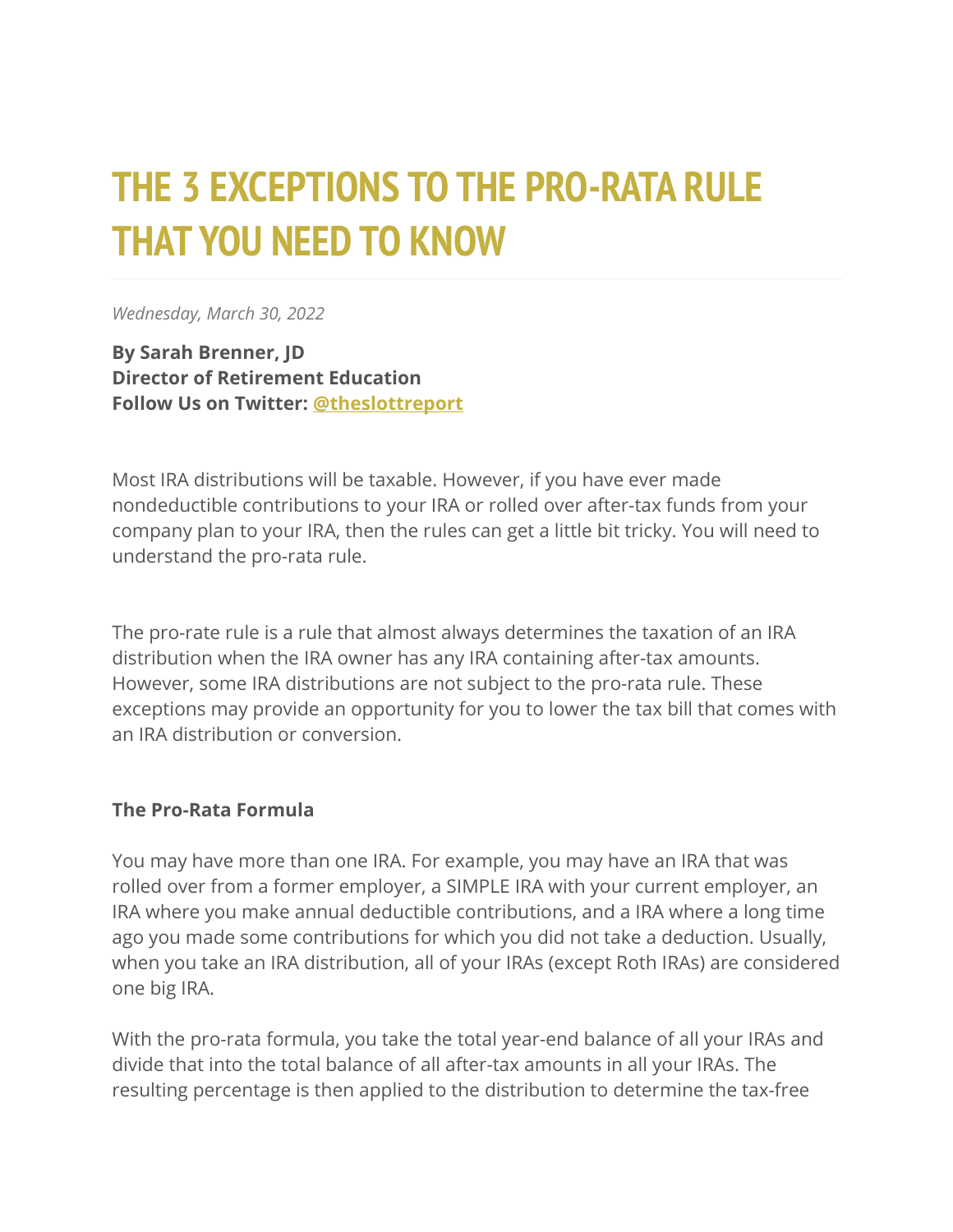# THE 3 EXCEPTIONS TO THE PRO-RATA RULE THAT YOU NEED TO KNOW

*Wednesday, March 30, 2022*

**By Sarah Brenner, JD**
**Director of Retirement Education**
**Follow Us on Twitter: @theslottreport**

Most IRA distributions will be taxable. However, if you have ever made nondeductible contributions to your IRA or rolled over after-tax funds from your company plan to your IRA, then the rules can get a little bit tricky. You will need to understand the pro-rata rule.

The pro-rate rule is a rule that almost always determines the taxation of an IRA distribution when the IRA owner has any IRA containing after-tax amounts. However, some IRA distributions are not subject to the pro-rata rule. These exceptions may provide an opportunity for you to lower the tax bill that comes with an IRA distribution or conversion.

**The Pro-Rata Formula**

You may have more than one IRA. For example, you may have an IRA that was rolled over from a former employer, a SIMPLE IRA with your current employer, an IRA where you make annual deductible contributions, and a IRA where a long time ago you made some contributions for which you did not take a deduction. Usually, when you take an IRA distribution, all of your IRAs (except Roth IRAs) are considered one big IRA.

With the pro-rata formula, you take the total year-end balance of all your IRAs and divide that into the total balance of all after-tax amounts in all your IRAs. The resulting percentage is then applied to the distribution to determine the tax-free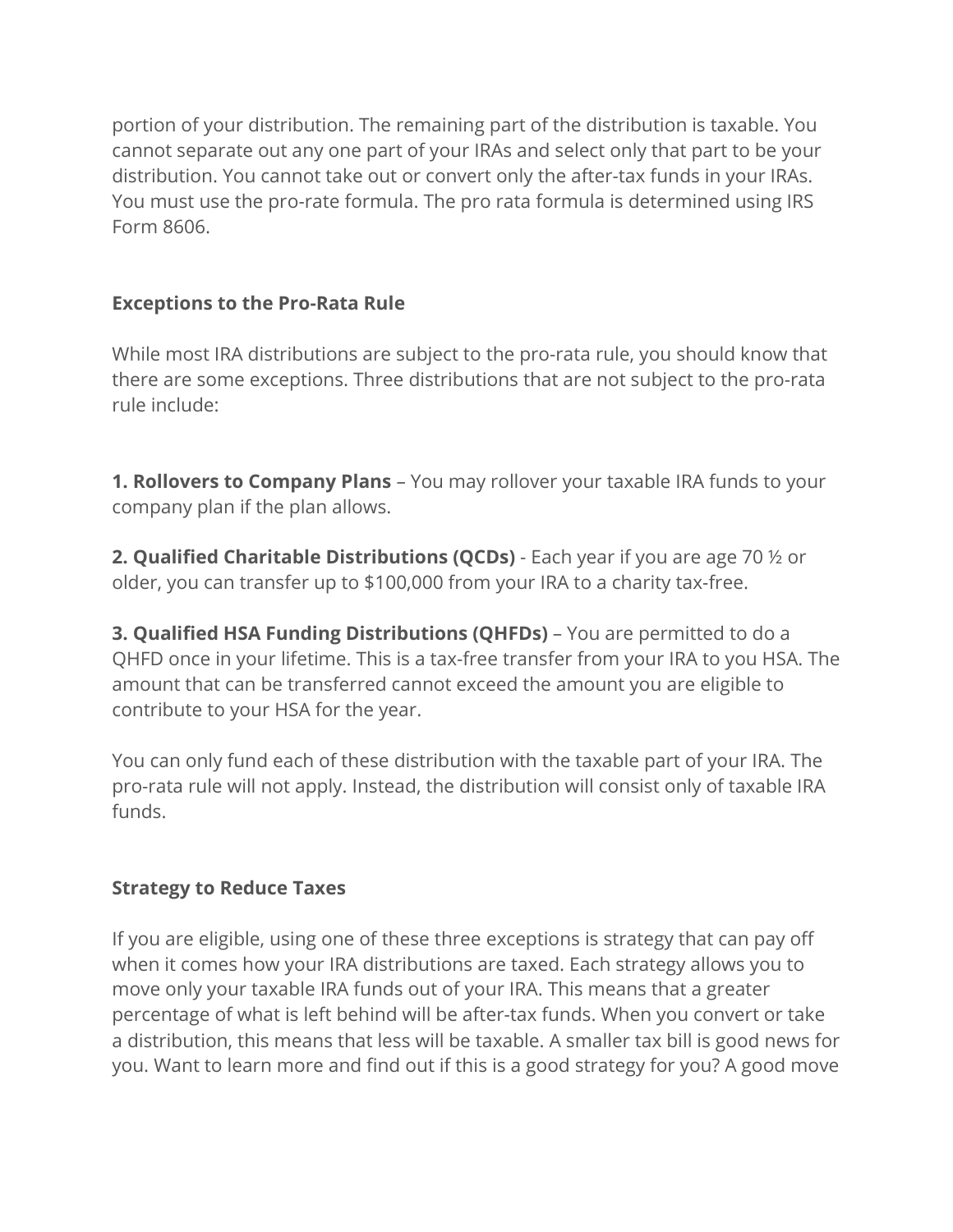portion of your distribution. The remaining part of the distribution is taxable. You cannot separate out any one part of your IRAs and select only that part to be your distribution. You cannot take out or convert only the after-tax funds in your IRAs. You must use the pro-rate formula. The pro rata formula is determined using IRS Form 8606.

**Exceptions to the Pro-Rata Rule**

While most IRA distributions are subject to the pro-rata rule, you should know that there are some exceptions. Three distributions that are not subject to the pro-rata rule include:

**1. Rollovers to Company Plans** – You may rollover your taxable IRA funds to your company plan if the plan allows.

**2. Qualified Charitable Distributions (QCDs)** - Each year if you are age 70 ½ or older, you can transfer up to $100,000 from your IRA to a charity tax-free.

**3. Qualified HSA Funding Distributions (QHFDs)** – You are permitted to do a QHFD once in your lifetime. This is a tax-free transfer from your IRA to you HSA. The amount that can be transferred cannot exceed the amount you are eligible to contribute to your HSA for the year.

You can only fund each of these distribution with the taxable part of your IRA. The pro-rata rule will not apply. Instead, the distribution will consist only of taxable IRA funds.

**Strategy to Reduce Taxes**

If you are eligible, using one of these three exceptions is strategy that can pay off when it comes how your IRA distributions are taxed. Each strategy allows you to move only your taxable IRA funds out of your IRA. This means that a greater percentage of what is left behind will be after-tax funds. When you convert or take a distribution, this means that less will be taxable. A smaller tax bill is good news for you. Want to learn more and find out if this is a good strategy for you? A good move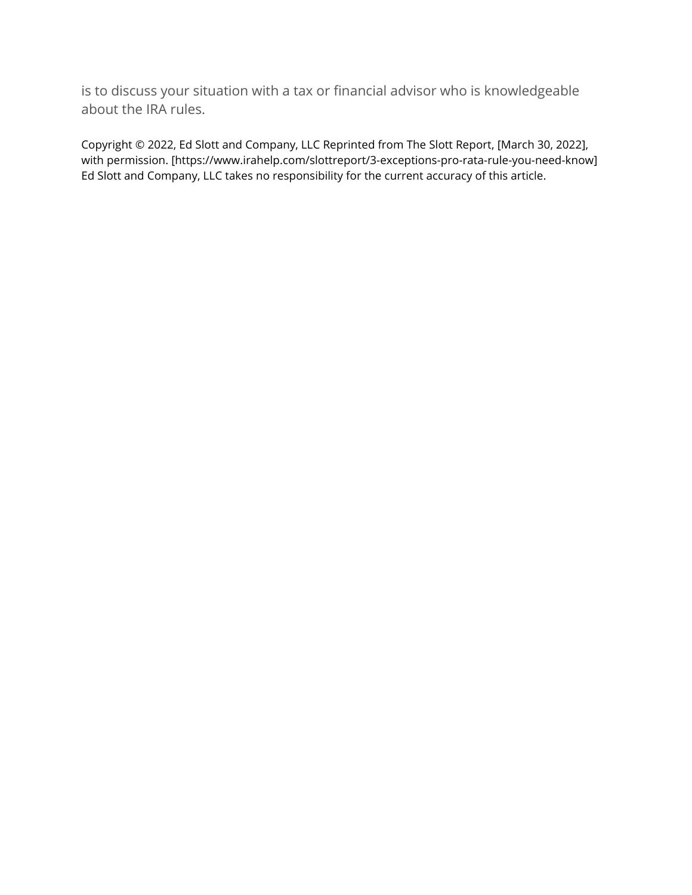is to discuss your situation with a tax or financial advisor who is knowledgeable about the IRA rules.

Copyright © 2022, Ed Slott and Company, LLC Reprinted from The Slott Report, [March 30, 2022], with permission. [https://www.irahelp.com/slottreport/3-exceptions-pro-rata-rule-you-need-know] Ed Slott and Company, LLC takes no responsibility for the current accuracy of this article.